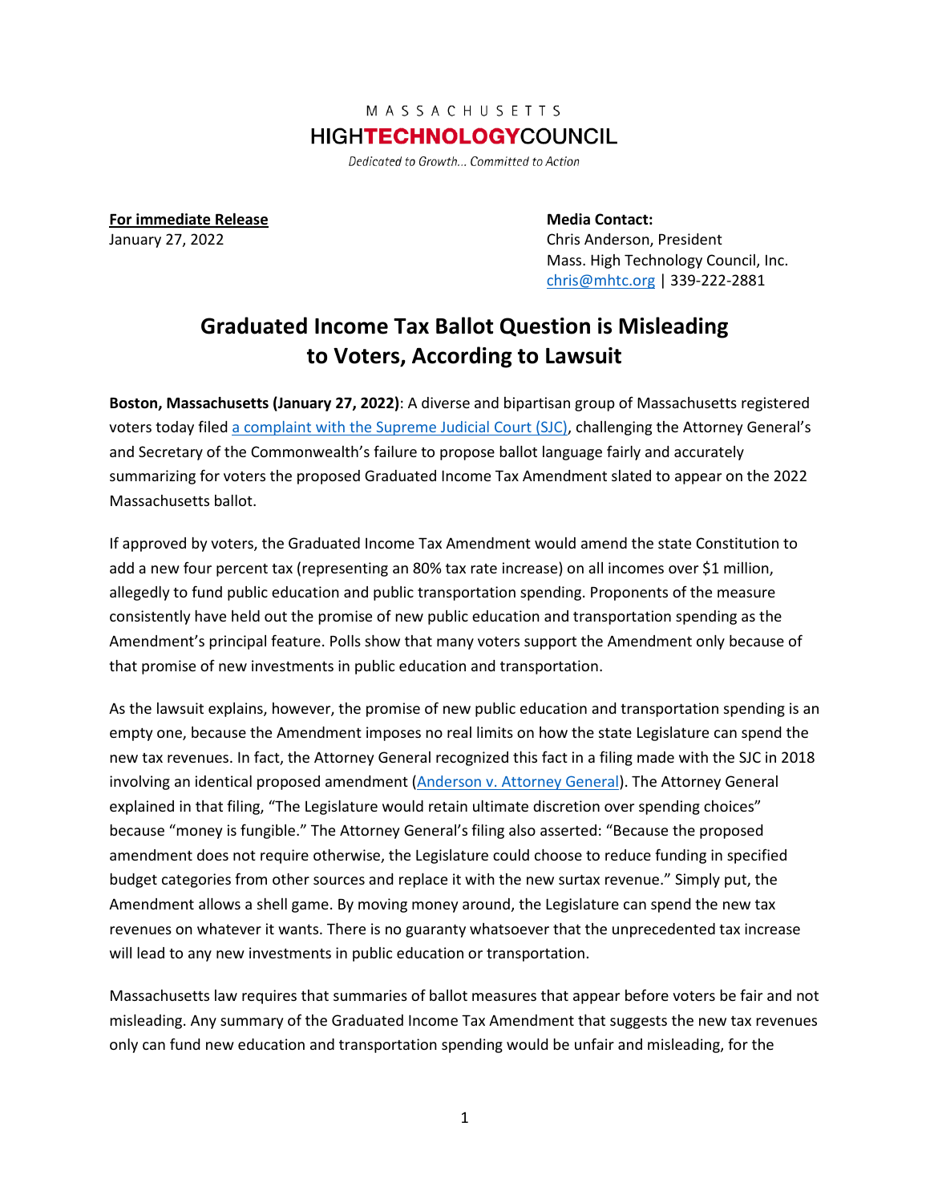MASSACHUSETTS
**HIGHTECHNOLOGYCOUNCIL**
*Dedicated to Growth... Committed to Action*

**For immediate Release**
January 27, 2022

**Media Contact:**
Chris Anderson, President
Mass. High Technology Council, Inc.
chris@mhtc.org | 339-222-2881

# Graduated Income Tax Ballot Question is Misleading to Voters, According to Lawsuit

**Boston, Massachusetts (January 27, 2022)**: A diverse and bipartisan group of Massachusetts registered voters today filed [a complaint with the Supreme Judicial Court (SJC)](), challenging the Attorney General's and Secretary of the Commonwealth's failure to propose ballot language fairly and accurately summarizing for voters the proposed Graduated Income Tax Amendment slated to appear on the 2022 Massachusetts ballot.

If approved by voters, the Graduated Income Tax Amendment would amend the state Constitution to add a new four percent tax (representing an 80% tax rate increase) on all incomes over $1 million, allegedly to fund public education and public transportation spending. Proponents of the measure consistently have held out the promise of new public education and transportation spending as the Amendment's principal feature. Polls show that many voters support the Amendment only because of that promise of new investments in public education and transportation.

As the lawsuit explains, however, the promise of new public education and transportation spending is an empty one, because the Amendment imposes no real limits on how the state Legislature can spend the new tax revenues. In fact, the Attorney General recognized this fact in a filing made with the SJC in 2018 involving an identical proposed amendment ([Anderson v. Attorney General]()). The Attorney General explained in that filing, "The Legislature would retain ultimate discretion over spending choices" because "money is fungible." The Attorney General's filing also asserted: "Because the proposed amendment does not require otherwise, the Legislature could choose to reduce funding in specified budget categories from other sources and replace it with the new surtax revenue." Simply put, the Amendment allows a shell game. By moving money around, the Legislature can spend the new tax revenues on whatever it wants. There is no guaranty whatsoever that the unprecedented tax increase will lead to any new investments in public education or transportation.

Massachusetts law requires that summaries of ballot measures that appear before voters be fair and not misleading. Any summary of the Graduated Income Tax Amendment that suggests the new tax revenues only can fund new education and transportation spending would be unfair and misleading, for the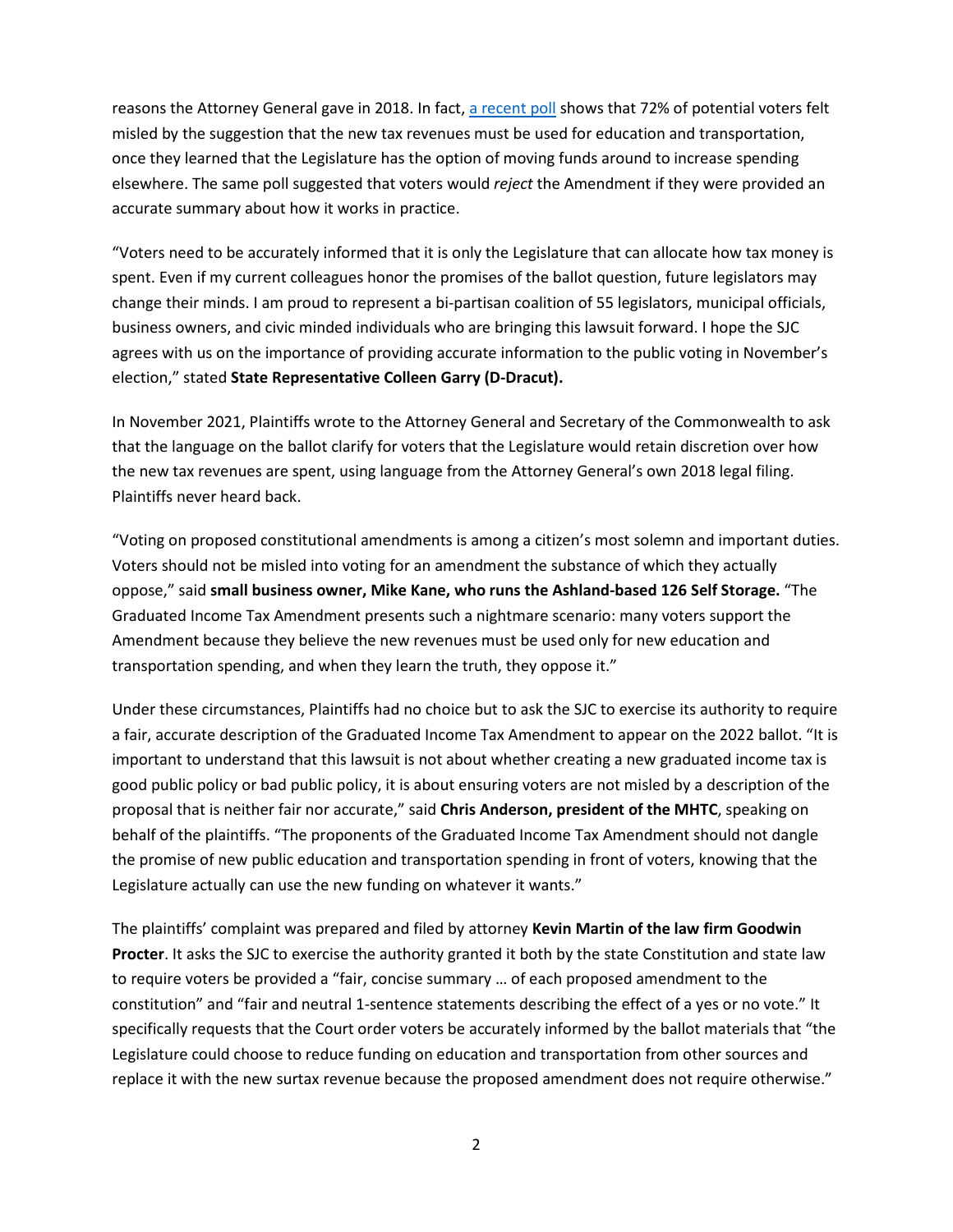reasons the Attorney General gave in 2018. In fact, [a recent poll] shows that 72% of potential voters felt misled by the suggestion that the new tax revenues must be used for education and transportation, once they learned that the Legislature has the option of moving funds around to increase spending elsewhere. The same poll suggested that voters would *reject* the Amendment if they were provided an accurate summary about how it works in practice.

"Voters need to be accurately informed that it is only the Legislature that can allocate how tax money is spent. Even if my current colleagues honor the promises of the ballot question, future legislators may change their minds. I am proud to represent a bi-partisan coalition of 55 legislators, municipal officials, business owners, and civic minded individuals who are bringing this lawsuit forward. I hope the SJC agrees with us on the importance of providing accurate information to the public voting in November's election," stated **State Representative Colleen Garry (D-Dracut).**

In November 2021, Plaintiffs wrote to the Attorney General and Secretary of the Commonwealth to ask that the language on the ballot clarify for voters that the Legislature would retain discretion over how the new tax revenues are spent, using language from the Attorney General's own 2018 legal filing. Plaintiffs never heard back.

"Voting on proposed constitutional amendments is among a citizen's most solemn and important duties. Voters should not be misled into voting for an amendment the substance of which they actually oppose," said **small business owner, Mike Kane, who runs the Ashland-based 126 Self Storage.** "The Graduated Income Tax Amendment presents such a nightmare scenario: many voters support the Amendment because they believe the new revenues must be used only for new education and transportation spending, and when they learn the truth, they oppose it."

Under these circumstances, Plaintiffs had no choice but to ask the SJC to exercise its authority to require a fair, accurate description of the Graduated Income Tax Amendment to appear on the 2022 ballot. "It is important to understand that this lawsuit is not about whether creating a new graduated income tax is good public policy or bad public policy, it is about ensuring voters are not misled by a description of the proposal that is neither fair nor accurate," said **Chris Anderson, president of the MHTC**, speaking on behalf of the plaintiffs. "The proponents of the Graduated Income Tax Amendment should not dangle the promise of new public education and transportation spending in front of voters, knowing that the Legislature actually can use the new funding on whatever it wants."

The plaintiffs' complaint was prepared and filed by attorney **Kevin Martin of the law firm Goodwin Procter**. It asks the SJC to exercise the authority granted it both by the state Constitution and state law to require voters be provided a "fair, concise summary … of each proposed amendment to the constitution" and "fair and neutral 1-sentence statements describing the effect of a yes or no vote." It specifically requests that the Court order voters be accurately informed by the ballot materials that "the Legislature could choose to reduce funding on education and transportation from other sources and replace it with the new surtax revenue because the proposed amendment does not require otherwise."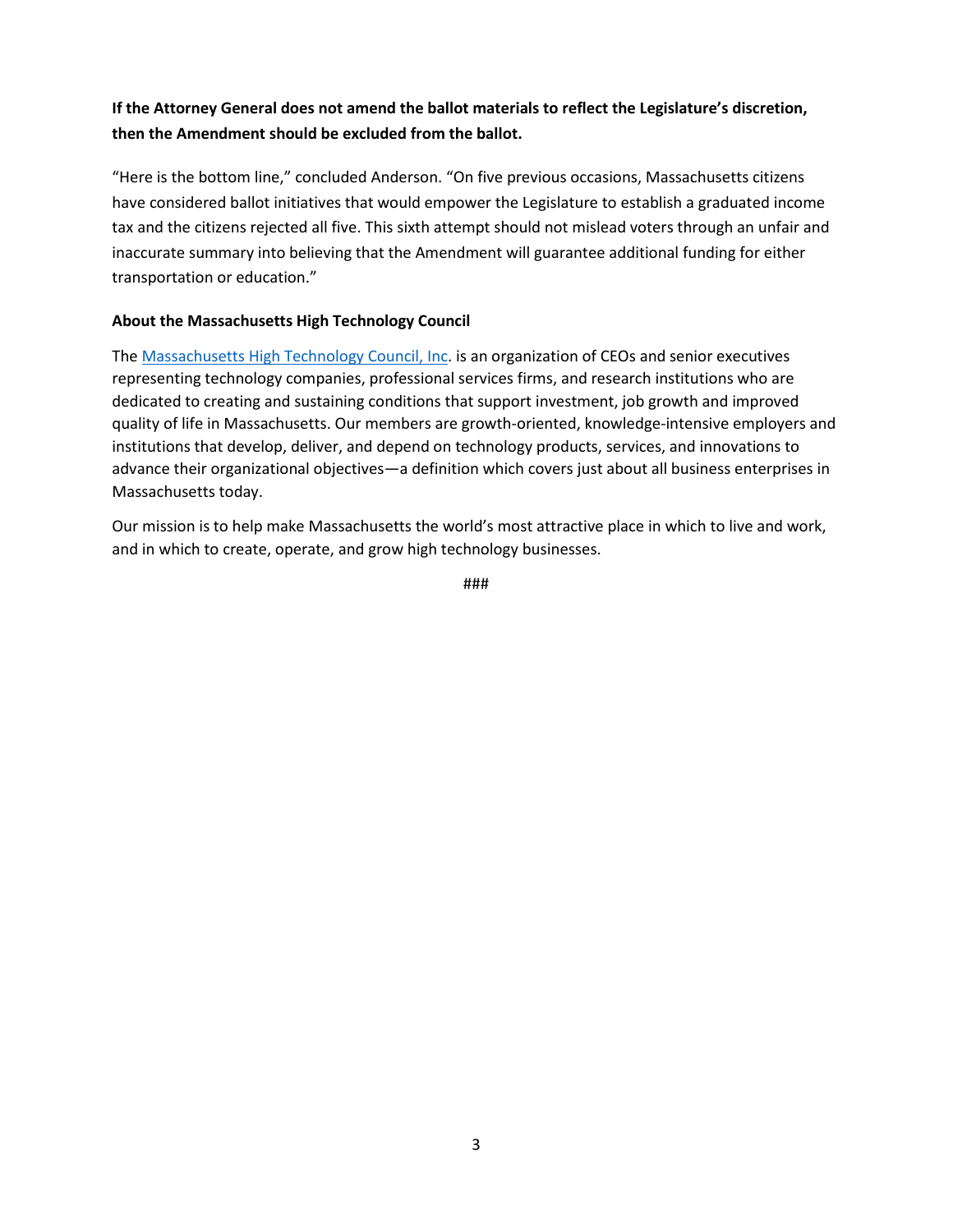**If the Attorney General does not amend the ballot materials to reflect the Legislature's discretion, then the Amendment should be excluded from the ballot.**

"Here is the bottom line," concluded Anderson. "On five previous occasions, Massachusetts citizens have considered ballot initiatives that would empower the Legislature to establish a graduated income tax and the citizens rejected all five. This sixth attempt should not mislead voters through an unfair and inaccurate summary into believing that the Amendment will guarantee additional funding for either transportation or education."

**About the Massachusetts High Technology Council**

The Massachusetts High Technology Council, Inc. is an organization of CEOs and senior executives representing technology companies, professional services firms, and research institutions who are dedicated to creating and sustaining conditions that support investment, job growth and improved quality of life in Massachusetts. Our members are growth-oriented, knowledge-intensive employers and institutions that develop, deliver, and depend on technology products, services, and innovations to advance their organizational objectives—a definition which covers just about all business enterprises in Massachusetts today.

Our mission is to help make Massachusetts the world's most attractive place in which to live and work, and in which to create, operate, and grow high technology businesses.

###